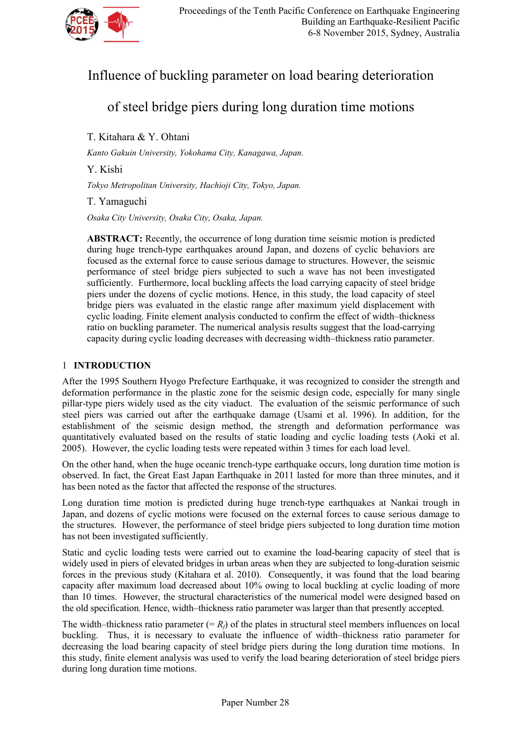# Influence of buckling parameter on load bearing deterioration of steel bridge piers during long duration time motions

T. Kitahara & Y. Ohtani

*Kanto Gakuin University, Yokohama City, Kanagawa, Japan.*

Y. Kishi

*Tokyo Metropolitan University, Hachioji City, Tokyo, Japan.*

T. Yamaguchi

*Osaka City University, Osaka City, Osaka, Japan.*

**ABSTRACT:** Recently, the occurrence of long duration time seismic motion is predicted during huge trench-type earthquakes around Japan, and dozens of cyclic behaviors are focused as the external force to cause serious damage to structures. However, the seismic performance of steel bridge piers subjected to such a wave has not been investigated sufficiently. Furthermore, local buckling affects the load carrying capacity of steel bridge piers under the dozens of cyclic motions. Hence, in this study, the load capacity of steel bridge piers was evaluated in the elastic range after maximum yield displacement with cyclic loading. Finite element analysis conducted to confirm the effect of width–thickness ratio on buckling parameter. The numerical analysis results suggest that the load-carrying capacity during cyclic loading decreases with decreasing width–thickness ratio parameter.

## 1 INTRODUCTION

After the 1995 Southern Hyogo Prefecture Earthquake, it was recognized to consider the strength and deformation performance in the plastic zone for the seismic design code, especially for many single pillar-type piers widely used as the city viaduct. The evaluation of the seismic performance of such steel piers was carried out after the earthquake damage (Usami et al. 1996). In addition, for the establishment of the seismic design method, the strength and deformation performance was quantitatively evaluated based on the results of static loading and cyclic loading tests (Aoki et al. 2005). However, the cyclic loading tests were repeated within 3 times for each load level.

On the other hand, when the huge oceanic trench-type earthquake occurs, long duration time motion is observed. In fact, the Great East Japan Earthquake in 2011 lasted for more than three minutes, and it has been noted as the factor that affected the response of the structures.

Long duration time motion is predicted during huge trench-type earthquakes at Nankai trough in Japan, and dozens of cyclic motions were focused on the external forces to cause serious damage to the structures. However, the performance of steel bridge piers subjected to long duration time motion has not been investigated sufficiently.

Static and cyclic loading tests were carried out to examine the load-bearing capacity of steel that is widely used in piers of elevated bridges in urban areas when they are subjected to long-duration seismic forces in the previous study (Kitahara et al. 2010). Consequently, it was found that the load bearing capacity after maximum load decreased about 10% owing to local buckling at cyclic loading of more than 10 times. However, the structural characteristics of the numerical model were designed based on the old specification. Hence, width–thickness ratio parameter was larger than that presently accepted.

The width–thickness ratio parameter (= $R_f$) of the plates in structural steel members influences on local buckling. Thus, it is necessary to evaluate the influence of width–thickness ratio parameter for decreasing the load bearing capacity of steel bridge piers during the long duration time motions. In this study, finite element analysis was used to verify the load bearing deterioration of steel bridge piers during long duration time motions.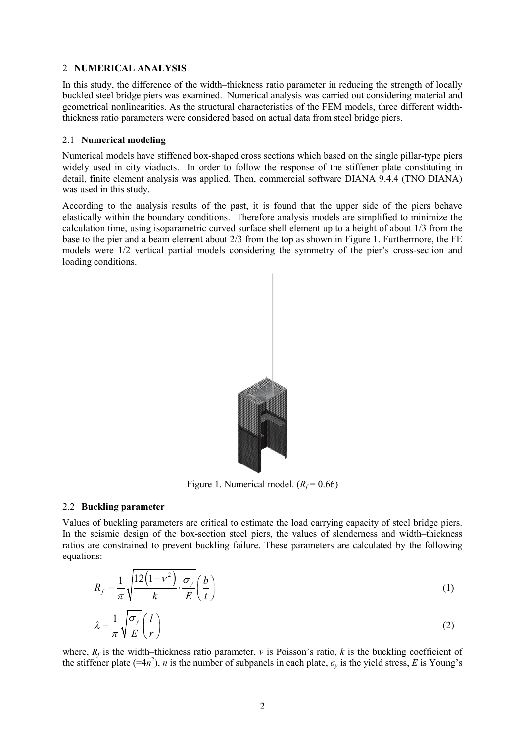## 2 NUMERICAL ANALYSIS

In this study, the difference of the width–thickness ratio parameter in reducing the strength of locally buckled steel bridge piers was examined. Numerical analysis was carried out considering material and geometrical nonlinearities. As the structural characteristics of the FEM models, three different width-thickness ratio parameters were considered based on actual data from steel bridge piers.

### 2.1 Numerical modeling

Numerical models have stiffened box-shaped cross sections which based on the single pillar-type piers widely used in city viaducts. In order to follow the response of the stiffener plate constituting in detail, finite element analysis was applied. Then, commercial software DIANA 9.4.4 (TNO DIANA) was used in this study.

According to the analysis results of the past, it is found that the upper side of the piers behave elastically within the boundary conditions. Therefore analysis models are simplified to minimize the calculation time, using isoparametric curved surface shell element up to a height of about 1/3 from the base to the pier and a beam element about 2/3 from the top as shown in Figure 1. Furthermore, the FE models were 1/2 vertical partial models considering the symmetry of the pier's cross-section and loading conditions.

Figure 1. Numerical model. ($R_f = 0.66$)

### 2.2 Buckling parameter

Values of buckling parameters are critical to estimate the load carrying capacity of steel bridge piers. In the seismic design of the box-section steel piers, the values of slenderness and width–thickness ratios are constrained to prevent buckling failure. These parameters are calculated by the following equations:

$$R_f = \frac{1}{\pi}\sqrt{\frac{12\left(1-\nu^2\right)}{k}\cdot\frac{\sigma_y}{E}}\left(\frac{b}{t}\right) \tag{1}$$

$$\bar{\lambda} = \frac{1}{\pi}\sqrt{\frac{\sigma_y}{E}}\left(\frac{l}{r}\right) \tag{2}$$

where, $R_f$ is the width–thickness ratio parameter, $v$ is Poisson's ratio, $k$ is the buckling coefficient of the stiffener plate ($=4n^2$), $n$ is the number of subpanels in each plate, $\sigma_y$ is the yield stress, $E$ is Young's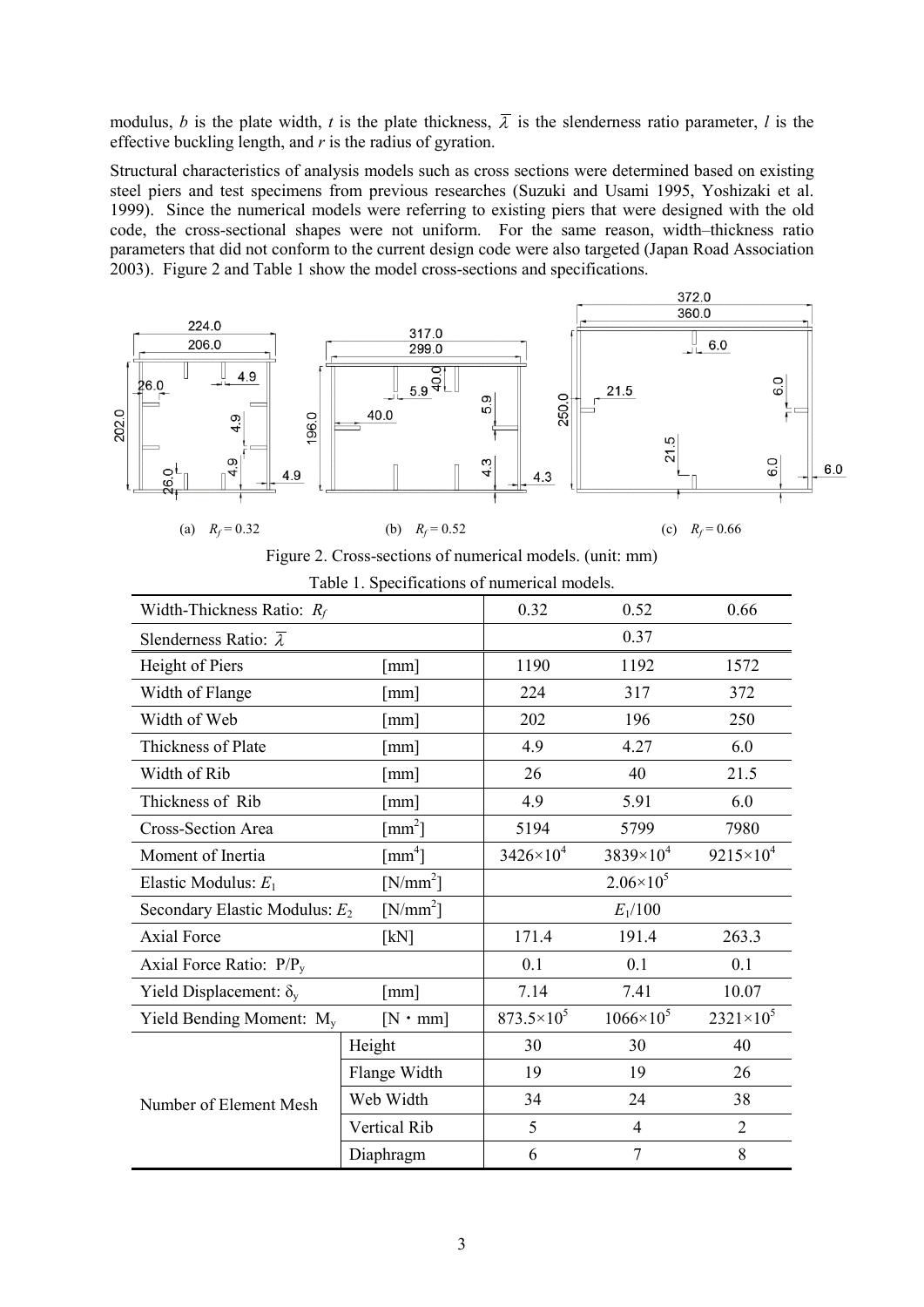modulus, $b$ is the plate width, $t$ is the plate thickness, $\bar{\lambda}$ is the slenderness ratio parameter, $l$ is the effective buckling length, and $r$ is the radius of gyration.

Structural characteristics of analysis models such as cross sections were determined based on existing steel piers and test specimens from previous researches (Suzuki and Usami 1995, Yoshizaki et al. 1999). Since the numerical models were referring to existing piers that were designed with the old code, the cross-sectional shapes were not uniform. For the same reason, width–thickness ratio parameters that did not conform to the current design code were also targeted (Japan Road Association 2003). Figure 2 and Table 1 show the model cross-sections and specifications.

(a) $R_f = 0.32$ (b) $R_f = 0.52$ (c) $R_f = 0.66$

Figure 2. Cross-sections of numerical models. (unit: mm)

Table 1. Specifications of numerical models.

| Width-Thickness Ratio: $R_f$ | | 0.32 | 0.52 | 0.66 |
|---|---|---|---|---|
| Slenderness Ratio: $\bar{\lambda}$ | | | 0.37 | |
| Height of Piers | [mm] | 1190 | 1192 | 1572 |
| Width of Flange | [mm] | 224 | 317 | 372 |
| Width of Web | [mm] | 202 | 196 | 250 |
| Thickness of Plate | [mm] | 4.9 | 4.27 | 6.0 |
| Width of Rib | [mm] | 26 | 40 | 21.5 |
| Thickness of Rib | [mm] | 4.9 | 5.91 | 6.0 |
| Cross-Section Area | [mm$^2$] | 5194 | 5799 | 7980 |
| Moment of Inertia | [mm$^4$] | $3426\times10^4$ | $3839\times10^4$ | $9215\times10^4$ |
| Elastic Modulus: $E_1$ | [N/mm$^2$] | | $2.06\times10^5$ | |
| Secondary Elastic Modulus: $E_2$ | [N/mm$^2$] | | $E_1/100$ | |
| Axial Force | [kN] | 171.4 | 191.4 | 263.3 |
| Axial Force Ratio: $P/P_y$ | | 0.1 | 0.1 | 0.1 |
| Yield Displacement: $\delta_y$ | [mm] | 7.14 | 7.41 | 10.07 |
| Yield Bending Moment: $M_y$ | [N・mm] | $873.5\times10^5$ | $1066\times10^5$ | $2321\times10^5$ |
| Number of Element Mesh | Height | 30 | 30 | 40 |
| | Flange Width | 19 | 19 | 26 |
| | Web Width | 34 | 24 | 38 |
| | Vertical Rib | 5 | 4 | 2 |
| | Diaphragm | 6 | 7 | 8 |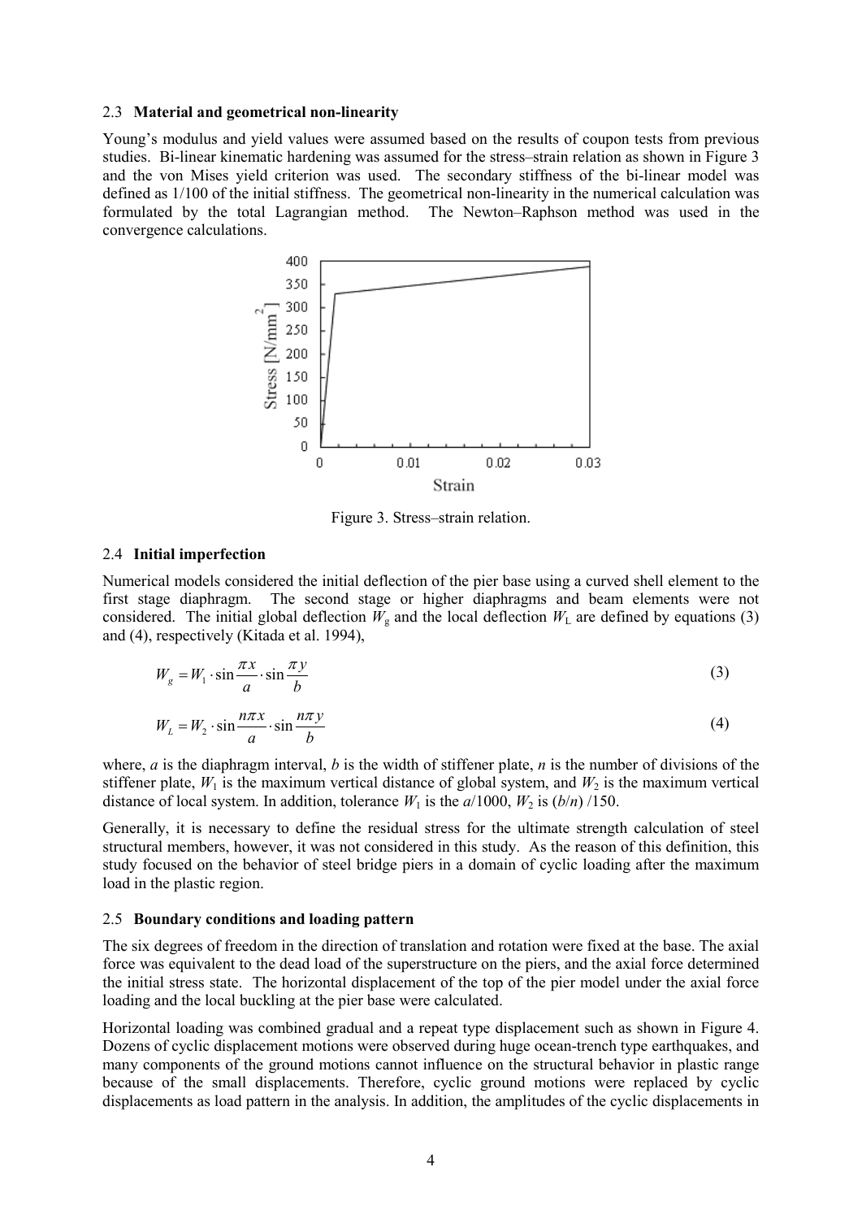### 2.3 **Material and geometrical non-linearity**

Young's modulus and yield values were assumed based on the results of coupon tests from previous studies. Bi-linear kinematic hardening was assumed for the stress–strain relation as shown in Figure 3 and the von Mises yield criterion was used. The secondary stiffness of the bi-linear model was defined as 1/100 of the initial stiffness. The geometrical non-linearity in the numerical calculation was formulated by the total Lagrangian method. The Newton–Raphson method was used in the convergence calculations.

Figure 3. Stress–strain relation.

### 2.4 **Initial imperfection**

Numerical models considered the initial deflection of the pier base using a curved shell element to the first stage diaphragm. The second stage or higher diaphragms and beam elements were not considered. The initial global deflection $W_g$ and the local deflection $W_L$ are defined by equations (3) and (4), respectively (Kitada et al. 1994),

$$W_g = W_1 \cdot \sin\frac{\pi x}{a} \cdot \sin\frac{\pi y}{b} \tag{3}$$

$$W_L = W_2 \cdot \sin\frac{n\pi x}{a} \cdot \sin\frac{n\pi y}{b} \tag{4}$$

where, $a$ is the diaphragm interval, $b$ is the width of stiffener plate, $n$ is the number of divisions of the stiffener plate, $W_1$ is the maximum vertical distance of global system, and $W_2$ is the maximum vertical distance of local system. In addition, tolerance $W_1$ is the $a/1000$, $W_2$ is $(b/n)/150$.

Generally, it is necessary to define the residual stress for the ultimate strength calculation of steel structural members, however, it was not considered in this study. As the reason of this definition, this study focused on the behavior of steel bridge piers in a domain of cyclic loading after the maximum load in the plastic region.

### 2.5 **Boundary conditions and loading pattern**

The six degrees of freedom in the direction of translation and rotation were fixed at the base. The axial force was equivalent to the dead load of the superstructure on the piers, and the axial force determined the initial stress state. The horizontal displacement of the top of the pier model under the axial force loading and the local buckling at the pier base were calculated.

Horizontal loading was combined gradual and a repeat type displacement such as shown in Figure 4. Dozens of cyclic displacement motions were observed during huge ocean-trench type earthquakes, and many components of the ground motions cannot influence on the structural behavior in plastic range because of the small displacements. Therefore, cyclic ground motions were replaced by cyclic displacements as load pattern in the analysis. In addition, the amplitudes of the cyclic displacements in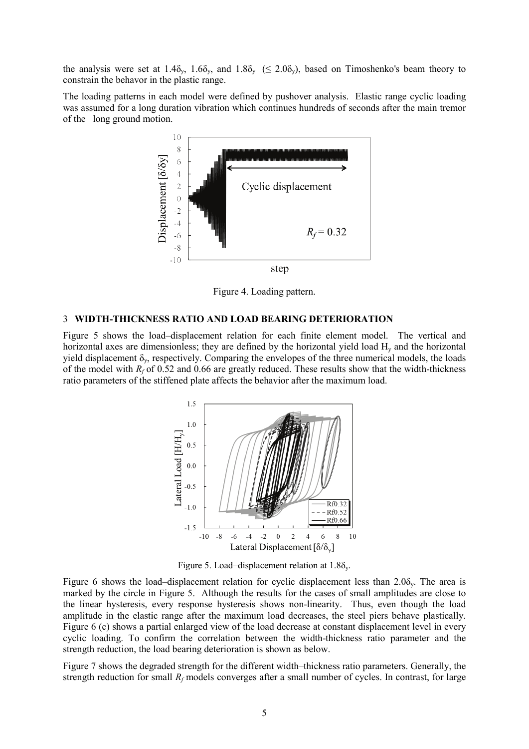the analysis were set at $1.4\delta_y$, $1.6\delta_y$, and $1.8\delta_y$ ($\leq 2.0\delta_y$), based on Timoshenko's beam theory to constrain the behavor in the plastic range.

The loading patterns in each model were defined by pushover analysis. Elastic range cyclic loading was assumed for a long duration vibration which continues hundreds of seconds after the main tremor of the long ground motion.

Figure 4. Loading pattern.

## 3 WIDTH-THICKNESS RATIO AND LOAD BEARING DETERIORATION

Figure 5 shows the load–displacement relation for each finite element model. The vertical and horizontal axes are dimensionless; they are defined by the horizontal yield load $H_y$ and the horizontal yield displacement $\delta_y$, respectively. Comparing the envelopes of the three numerical models, the loads of the model with $R_f$ of 0.52 and 0.66 are greatly reduced. These results show that the width-thickness ratio parameters of the stiffened plate affects the behavior after the maximum load.

Figure 5. Load–displacement relation at $1.8\delta_y$.

Figure 6 shows the load–displacement relation for cyclic displacement less than $2.0\delta_y$. The area is marked by the circle in Figure 5. Although the results for the cases of small amplitudes are close to the linear hysteresis, every response hysteresis shows non-linearity. Thus, even though the load amplitude in the elastic range after the maximum load decreases, the steel piers behave plastically. Figure 6 (c) shows a partial enlarged view of the load decrease at constant displacement level in every cyclic loading. To confirm the correlation between the width-thickness ratio parameter and the strength reduction, the load bearing deterioration is shown as below.

Figure 7 shows the degraded strength for the different width–thickness ratio parameters. Generally, the strength reduction for small $R_f$ models converges after a small number of cycles. In contrast, for large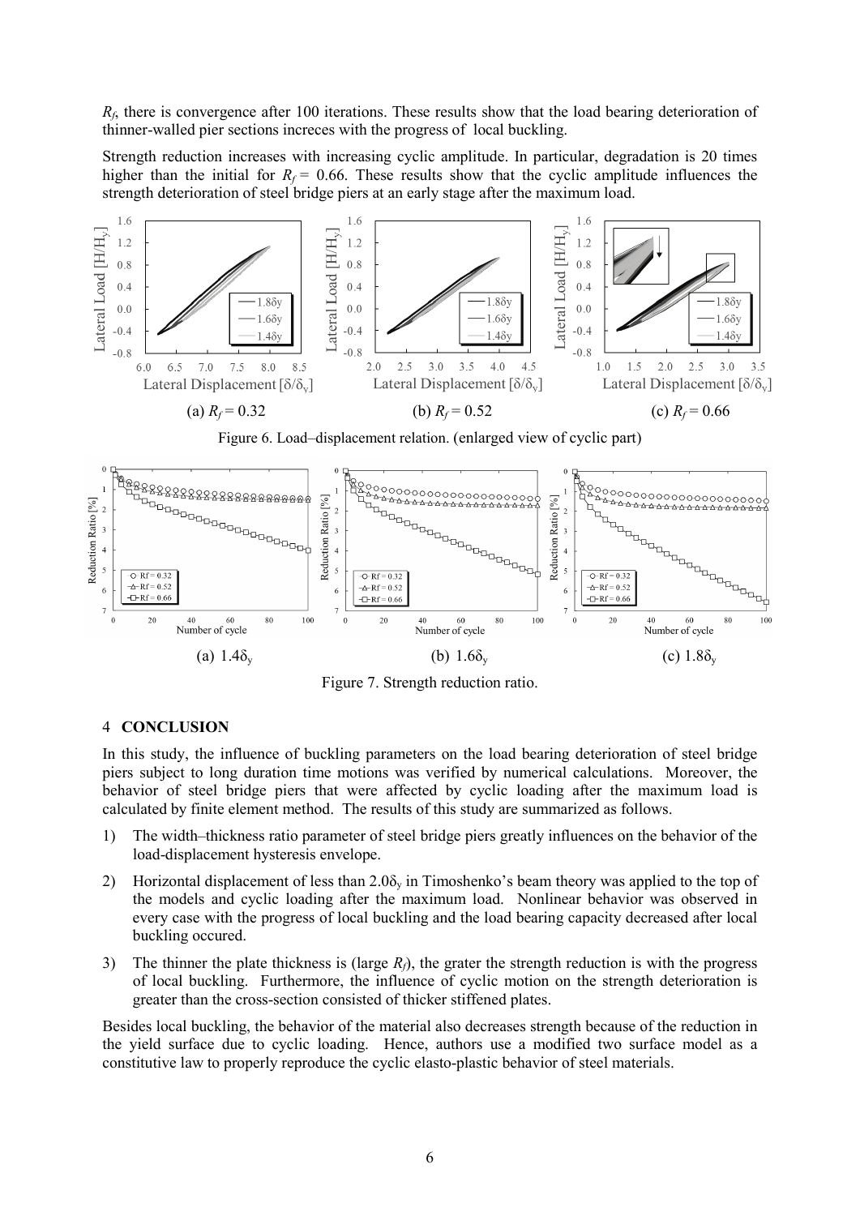$R_f$, there is convergence after 100 iterations. These results show that the load bearing deterioration of thinner-walled pier sections increces with the progress of local buckling.

Strength reduction increases with increasing cyclic amplitude. In particular, degradation is 20 times higher than the initial for $R_f = 0.66$. These results show that the cyclic amplitude influences the strength deterioration of steel bridge piers at an early stage after the maximum load.

(a) $R_f = 0.32$ (b) $R_f = 0.52$ (c) $R_f = 0.66$

Figure 6. Load–displacement relation. (enlarged view of cyclic part)

(a) $1.4\delta_y$ (b) $1.6\delta_y$ (c) $1.8\delta_y$

Figure 7. Strength reduction ratio.

## 4 CONCLUSION

In this study, the influence of buckling parameters on the load bearing deterioration of steel bridge piers subject to long duration time motions was verified by numerical calculations. Moreover, the behavior of steel bridge piers that were affected by cyclic loading after the maximum load is calculated by finite element method. The results of this study are summarized as follows.

1) The width–thickness ratio parameter of steel bridge piers greatly influences on the behavior of the load-displacement hysteresis envelope.
2) Horizontal displacement of less than $2.0\delta_y$ in Timoshenko's beam theory was applied to the top of the models and cyclic loading after the maximum load. Nonlinear behavior was observed in every case with the progress of local buckling and the load bearing capacity decreased after local buckling occured.
3) The thinner the plate thickness is (large $R_f$), the grater the strength reduction is with the progress of local buckling. Furthermore, the influence of cyclic motion on the strength deterioration is greater than the cross-section consisted of thicker stiffened plates.

Besides local buckling, the behavior of the material also decreases strength because of the reduction in the yield surface due to cyclic loading. Hence, authors use a modified two surface model as a constitutive law to properly reproduce the cyclic elasto-plastic behavior of steel materials.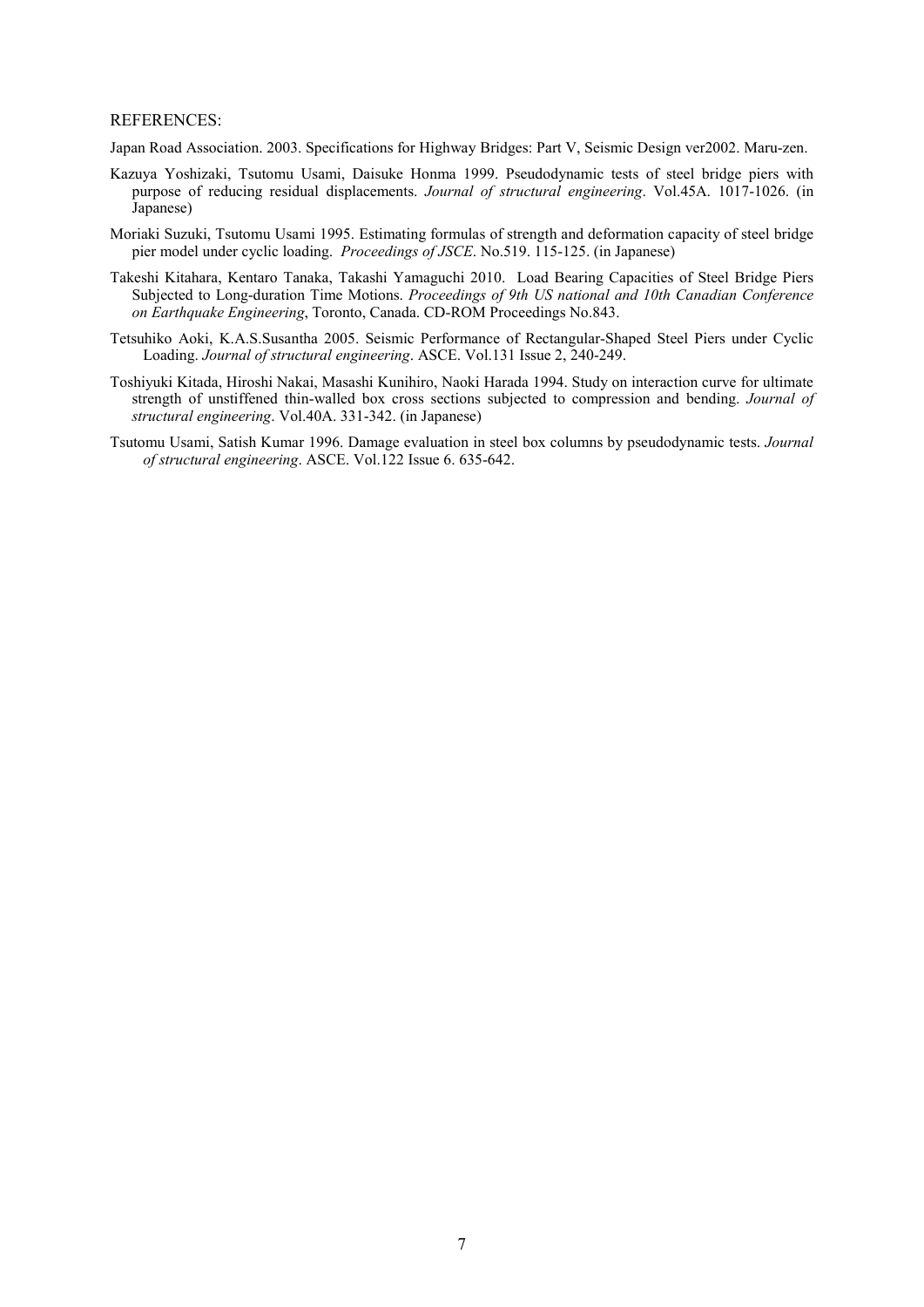REFERENCES:

Japan Road Association. 2003. Specifications for Highway Bridges: Part V, Seismic Design ver2002. Maru-zen.

Kazuya Yoshizaki, Tsutomu Usami, Daisuke Honma 1999. Pseudodynamic tests of steel bridge piers with purpose of reducing residual displacements. *Journal of structural engineering*. Vol.45A. 1017-1026. (in Japanese)

Moriaki Suzuki, Tsutomu Usami 1995. Estimating formulas of strength and deformation capacity of steel bridge pier model under cyclic loading. *Proceedings of JSCE*. No.519. 115-125. (in Japanese)

Takeshi Kitahara, Kentaro Tanaka, Takashi Yamaguchi 2010. Load Bearing Capacities of Steel Bridge Piers Subjected to Long-duration Time Motions. *Proceedings of 9th US national and 10th Canadian Conference on Earthquake Engineering*, Toronto, Canada. CD-ROM Proceedings No.843.

Tetsuhiko Aoki, K.A.S.Susantha 2005. Seismic Performance of Rectangular-Shaped Steel Piers under Cyclic Loading. *Journal of structural engineering*. ASCE. Vol.131 Issue 2, 240-249.

Toshiyuki Kitada, Hiroshi Nakai, Masashi Kunihiro, Naoki Harada 1994. Study on interaction curve for ultimate strength of unstiffened thin-walled box cross sections subjected to compression and bending. *Journal of structural engineering*. Vol.40A. 331-342. (in Japanese)

Tsutomu Usami, Satish Kumar 1996. Damage evaluation in steel box columns by pseudodynamic tests. *Journal of structural engineering*. ASCE. Vol.122 Issue 6. 635-642.